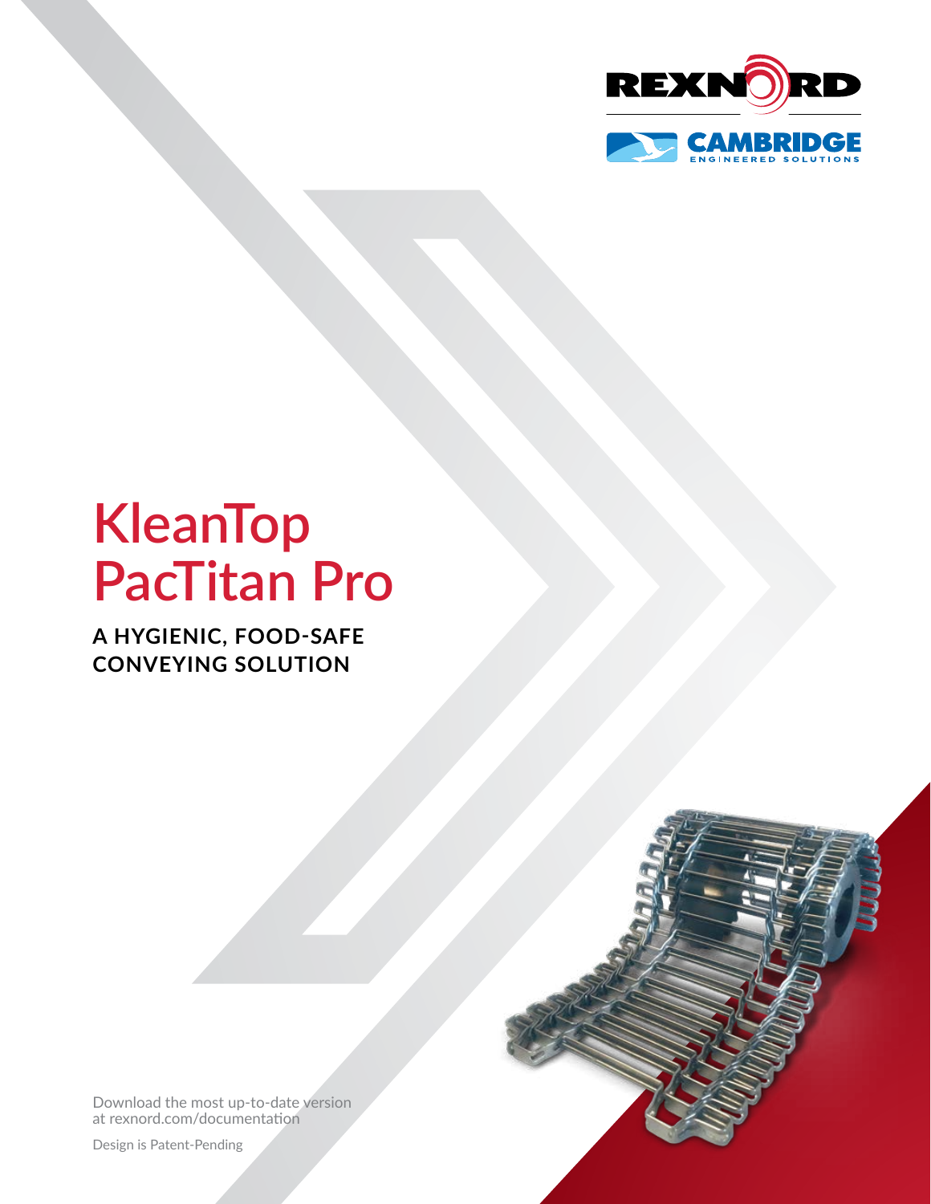REXNORD

CAMBRIDGE ENGINEERED SOLUTIONS

# KleanTop PacTitan Pro

## A HYGIENIC, FOOD-SAFE CONVEYING SOLUTION

Download the most up-to-date version at rexnord.com/documentation

Design is Patent-Pending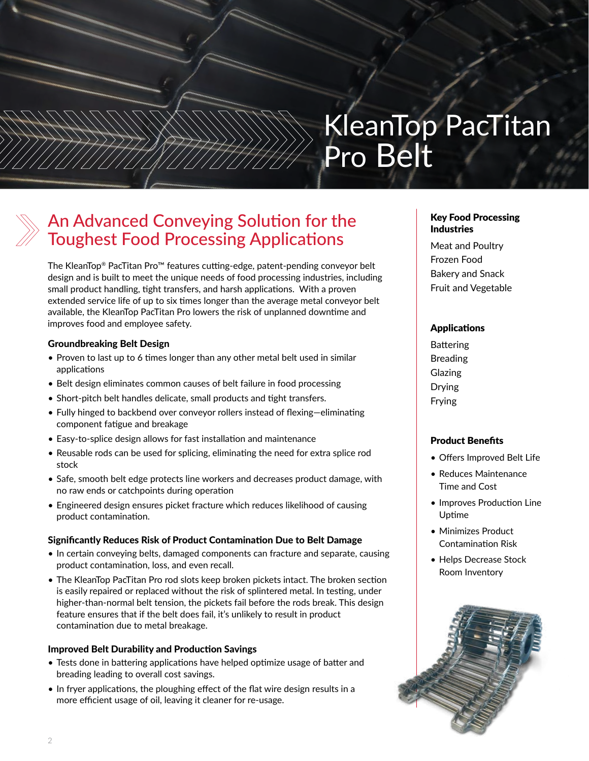# KleanTop PacTitan Pro Belt

## An Advanced Conveying Solution for the Toughest Food Processing Applications

The KleanTop® PacTitan Pro™ features cutting-edge, patent-pending conveyor belt design and is built to meet the unique needs of food processing industries, including small product handling, tight transfers, and harsh applications. With a proven extended service life of up to six times longer than the average metal conveyor belt available, the KleanTop PacTitan Pro lowers the risk of unplanned downtime and improves food and employee safety.

### Groundbreaking Belt Design

- Proven to last up to 6 times longer than any other metal belt used in similar applications
- Belt design eliminates common causes of belt failure in food processing
- Short-pitch belt handles delicate, small products and tight transfers.
- Fully hinged to backbend over conveyor rollers instead of flexing—eliminating component fatigue and breakage
- Easy-to-splice design allows for fast installation and maintenance
- Reusable rods can be used for splicing, eliminating the need for extra splice rod stock
- Safe, smooth belt edge protects line workers and decreases product damage, with no raw ends or catchpoints during operation
- Engineered design ensures picket fracture which reduces likelihood of causing product contamination.

### Significantly Reduces Risk of Product Contamination Due to Belt Damage

- In certain conveying belts, damaged components can fracture and separate, causing product contamination, loss, and even recall.
- The KleanTop PacTitan Pro rod slots keep broken pickets intact. The broken section is easily repaired or replaced without the risk of splintered metal. In testing, under higher-than-normal belt tension, the pickets fail before the rods break. This design feature ensures that if the belt does fail, it's unlikely to result in product contamination due to metal breakage.

### Improved Belt Durability and Production Savings

- Tests done in battering applications have helped optimize usage of batter and breading leading to overall cost savings.
- In fryer applications, the ploughing effect of the flat wire design results in a more efficient usage of oil, leaving it cleaner for re-usage.

### Key Food Processing Industries

Meat and Poultry
Frozen Food
Bakery and Snack
Fruit and Vegetable

### Applications

Battering
Breading
Glazing
Drying
Frying

### Product Benefits

- Offers Improved Belt Life
- Reduces Maintenance Time and Cost
- Improves Production Line Uptime
- Minimizes Product Contamination Risk
- Helps Decrease Stock Room Inventory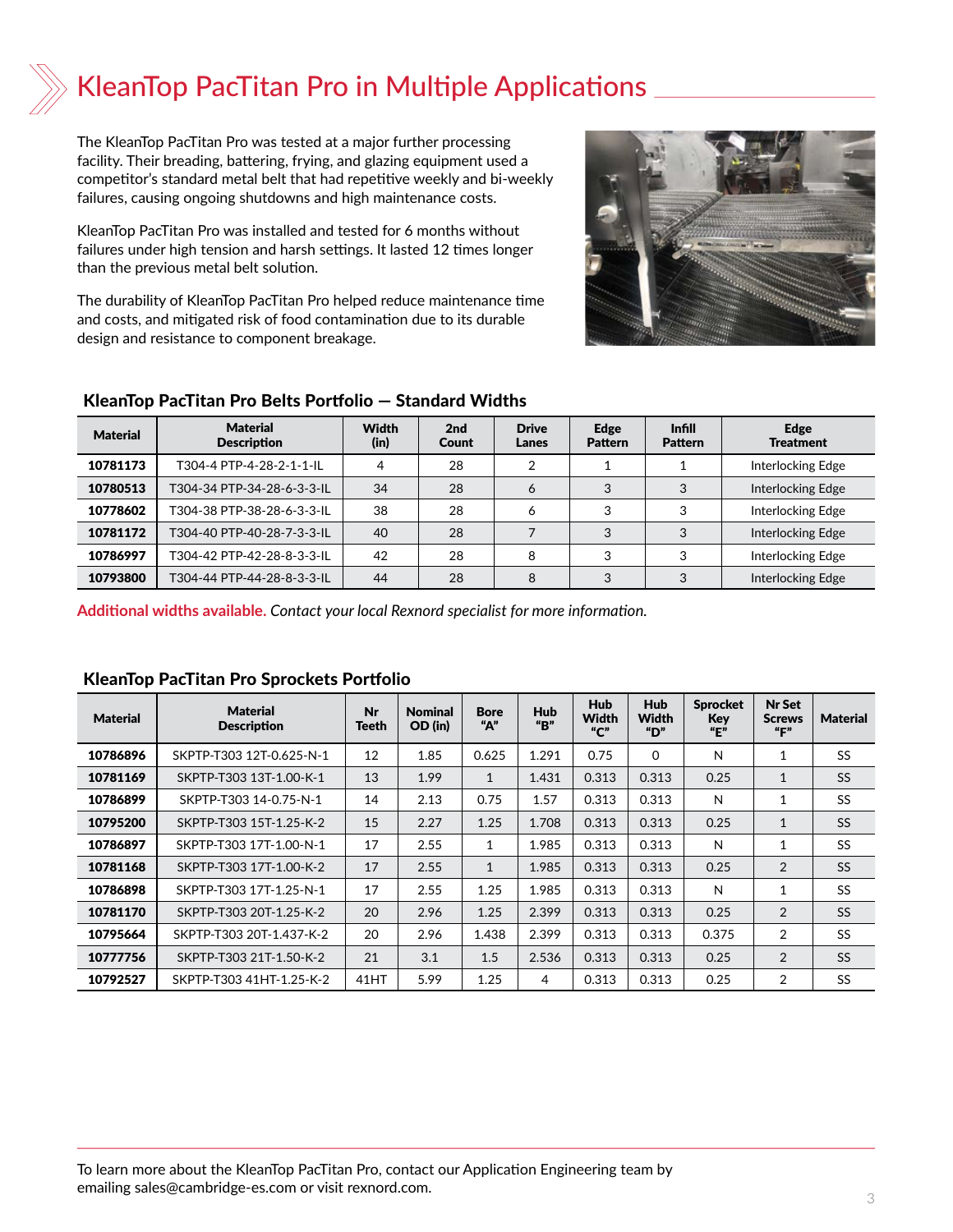# KleanTop PacTitan Pro in Multiple Applications

The KleanTop PacTitan Pro was tested at a major further processing facility. Their breading, battering, frying, and glazing equipment used a competitor's standard metal belt that had repetitive weekly and bi-weekly failures, causing ongoing shutdowns and high maintenance costs.

KleanTop PacTitan Pro was installed and tested for 6 months without failures under high tension and harsh settings. It lasted 12 times longer than the previous metal belt solution.

The durability of KleanTop PacTitan Pro helped reduce maintenance time and costs, and mitigated risk of food contamination due to its durable design and resistance to component breakage.

## KleanTop PacTitan Pro Belts Portfolio — Standard Widths

| Material | Material Description | Width (in) | 2nd Count | Drive Lanes | Edge Pattern | Infill Pattern | Edge Treatment |
|---|---|---|---|---|---|---|---|
| **10781173** | T304-4 PTP-4-28-2-1-1-IL | 4 | 28 | 2 | 1 | 1 | Interlocking Edge |
| **10780513** | T304-34 PTP-34-28-6-3-3-IL | 34 | 28 | 6 | 3 | 3 | Interlocking Edge |
| **10778602** | T304-38 PTP-38-28-6-3-3-IL | 38 | 28 | 6 | 3 | 3 | Interlocking Edge |
| **10781172** | T304-40 PTP-40-28-7-3-3-IL | 40 | 28 | 7 | 3 | 3 | Interlocking Edge |
| **10786997** | T304-42 PTP-42-28-8-3-3-IL | 42 | 28 | 8 | 3 | 3 | Interlocking Edge |
| **10793800** | T304-44 PTP-44-28-8-3-3-IL | 44 | 28 | 8 | 3 | 3 | Interlocking Edge |

**Additional widths available.** *Contact your local Rexnord specialist for more information.*

## KleanTop PacTitan Pro Sprockets Portfolio

| Material | Material Description | Nr Teeth | Nominal OD (in) | Bore "A" | Hub "B" | Hub Width "C" | Hub Width "D" | Sprocket Key "E" | Nr Set Screws "F" | Material |
|---|---|---|---|---|---|---|---|---|---|---|
| **10786896** | SKPTP-T303 12T-0.625-N-1 | 12 | 1.85 | 0.625 | 1.291 | 0.75 | 0 | N | 1 | SS |
| **10781169** | SKPTP-T303 13T-1.00-K-1 | 13 | 1.99 | 1 | 1.431 | 0.313 | 0.313 | 0.25 | 1 | SS |
| **10786899** | SKPTP-T303 14-0.75-N-1 | 14 | 2.13 | 0.75 | 1.57 | 0.313 | 0.313 | N | 1 | SS |
| **10795200** | SKPTP-T303 15T-1.25-K-2 | 15 | 2.27 | 1.25 | 1.708 | 0.313 | 0.313 | 0.25 | 1 | SS |
| **10786897** | SKPTP-T303 17T-1.00-N-1 | 17 | 2.55 | 1 | 1.985 | 0.313 | 0.313 | N | 1 | SS |
| **10781168** | SKPTP-T303 17T-1.00-K-2 | 17 | 2.55 | 1 | 1.985 | 0.313 | 0.313 | 0.25 | 2 | SS |
| **10786898** | SKPTP-T303 17T-1.25-N-1 | 17 | 2.55 | 1.25 | 1.985 | 0.313 | 0.313 | N | 1 | SS |
| **10781170** | SKPTP-T303 20T-1.25-K-2 | 20 | 2.96 | 1.25 | 2.399 | 0.313 | 0.313 | 0.25 | 2 | SS |
| **10795664** | SKPTP-T303 20T-1.437-K-2 | 20 | 2.96 | 1.438 | 2.399 | 0.313 | 0.313 | 0.375 | 2 | SS |
| **10777756** | SKPTP-T303 21T-1.50-K-2 | 21 | 3.1 | 1.5 | 2.536 | 0.313 | 0.313 | 0.25 | 2 | SS |
| **10792527** | SKPTP-T303 41HT-1.25-K-2 | 41HT | 5.99 | 1.25 | 4 | 0.313 | 0.313 | 0.25 | 2 | SS |

To learn more about the KleanTop PacTitan Pro, contact our Application Engineering team by emailing sales@cambridge-es.com or visit rexnord.com.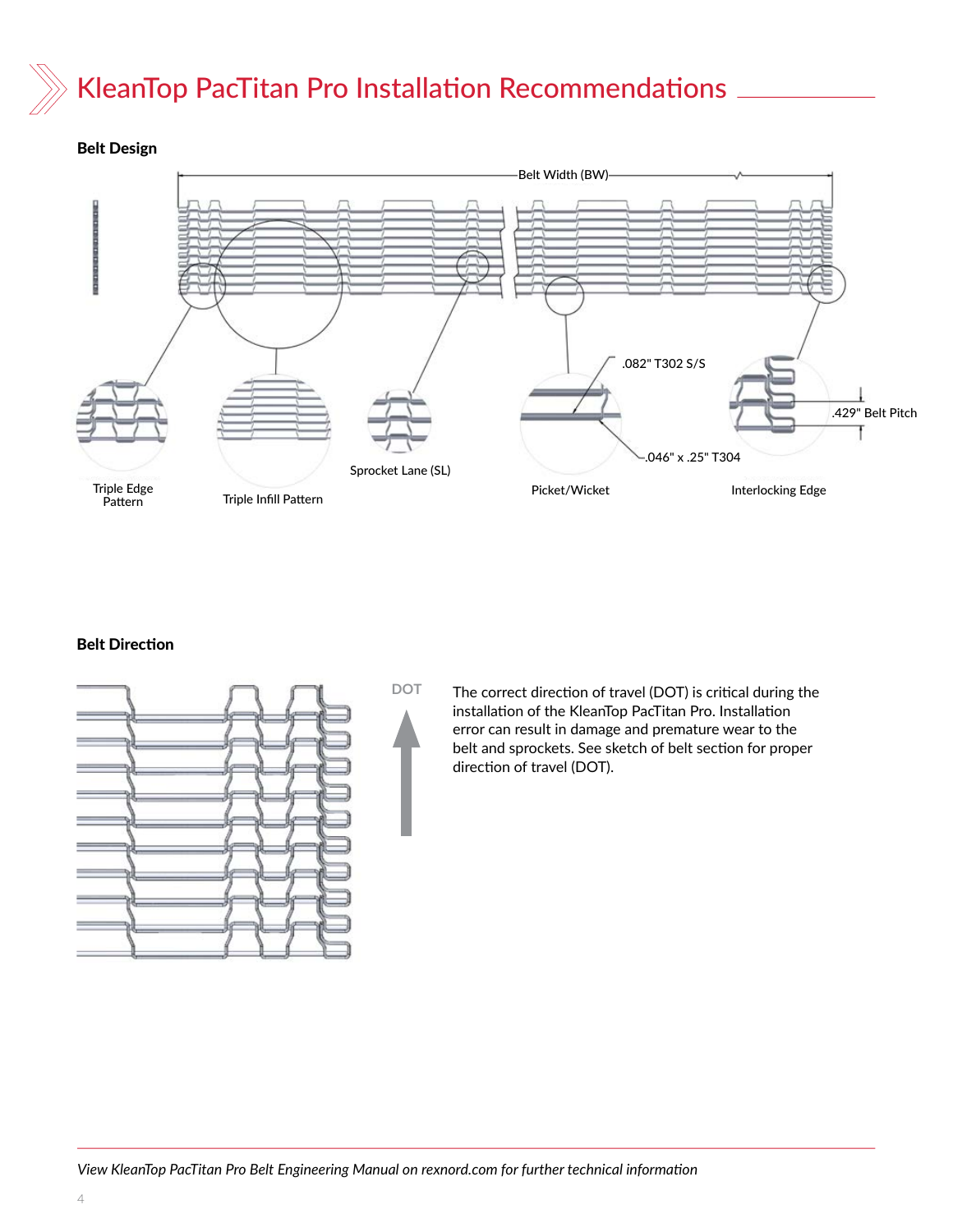# KleanTop PacTitan Pro Installation Recommendations

## Belt Design

Belt Width (BW)

.082" T302 S/S

.429" Belt Pitch

.046" x .25" T304

Triple Edge Pattern

Triple Infill Pattern

Sprocket Lane (SL)

Picket/Wicket

Interlocking Edge

## Belt Direction

DOT

The correct direction of travel (DOT) is critical during the installation of the KleanTop PacTitan Pro. Installation error can result in damage and premature wear to the belt and sprockets. See sketch of belt section for proper direction of travel (DOT).

*View KleanTop PacTitan Pro Belt Engineering Manual on rexnord.com for further technical information*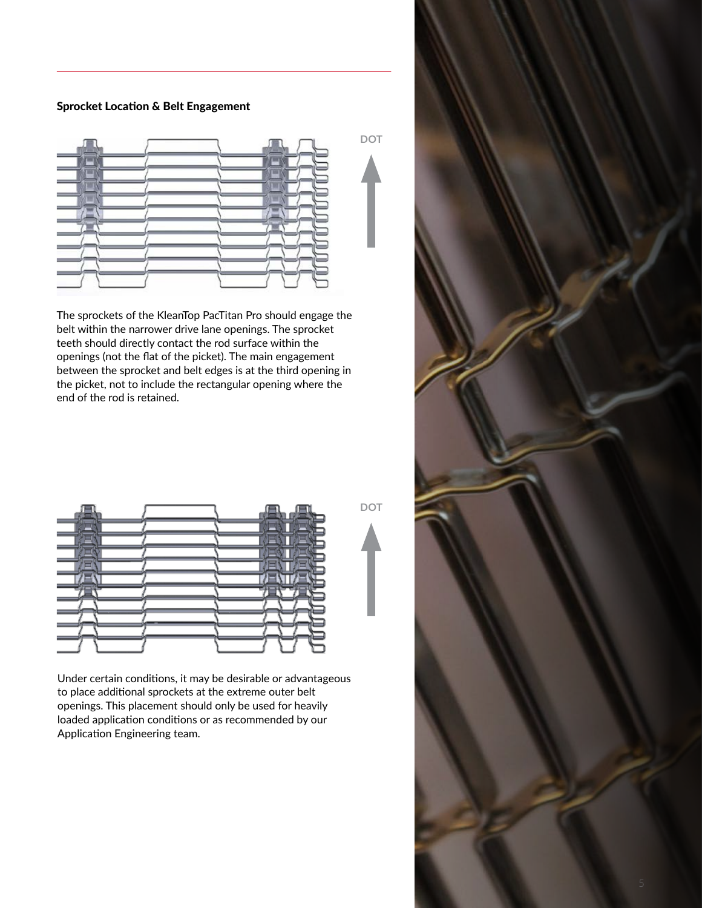### Sprocket Location & Belt Engagement

DOT

The sprockets of the KleanTop PacTitan Pro should engage the belt within the narrower drive lane openings. The sprocket teeth should directly contact the rod surface within the openings (not the flat of the picket). The main engagement between the sprocket and belt edges is at the third opening in the picket, not to include the rectangular opening where the end of the rod is retained.

DOT

Under certain conditions, it may be desirable or advantageous to place additional sprockets at the extreme outer belt openings. This placement should only be used for heavily loaded application conditions or as recommended by our Application Engineering team.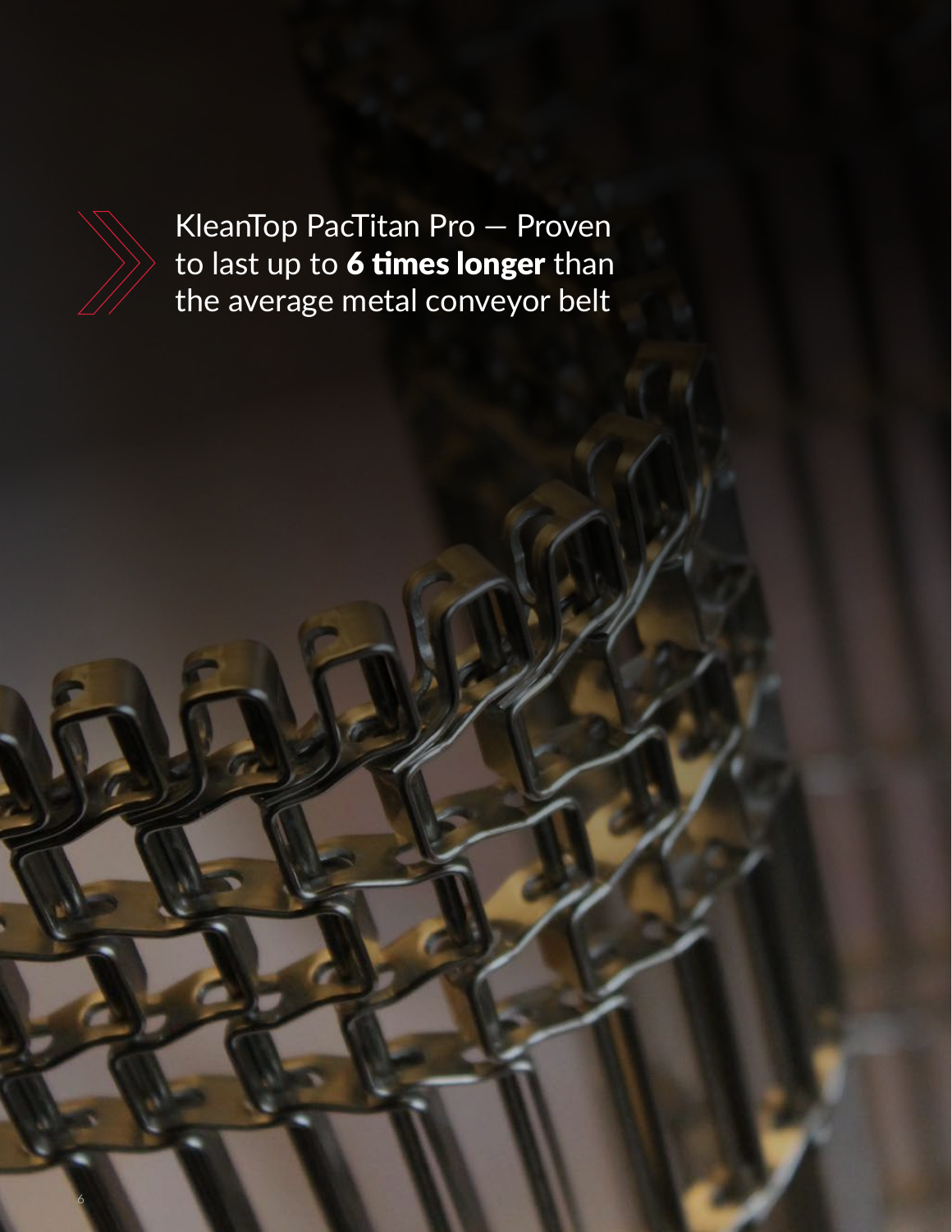KleanTop PacTitan Pro — Proven to last up to **6 times longer** than the average metal conveyor belt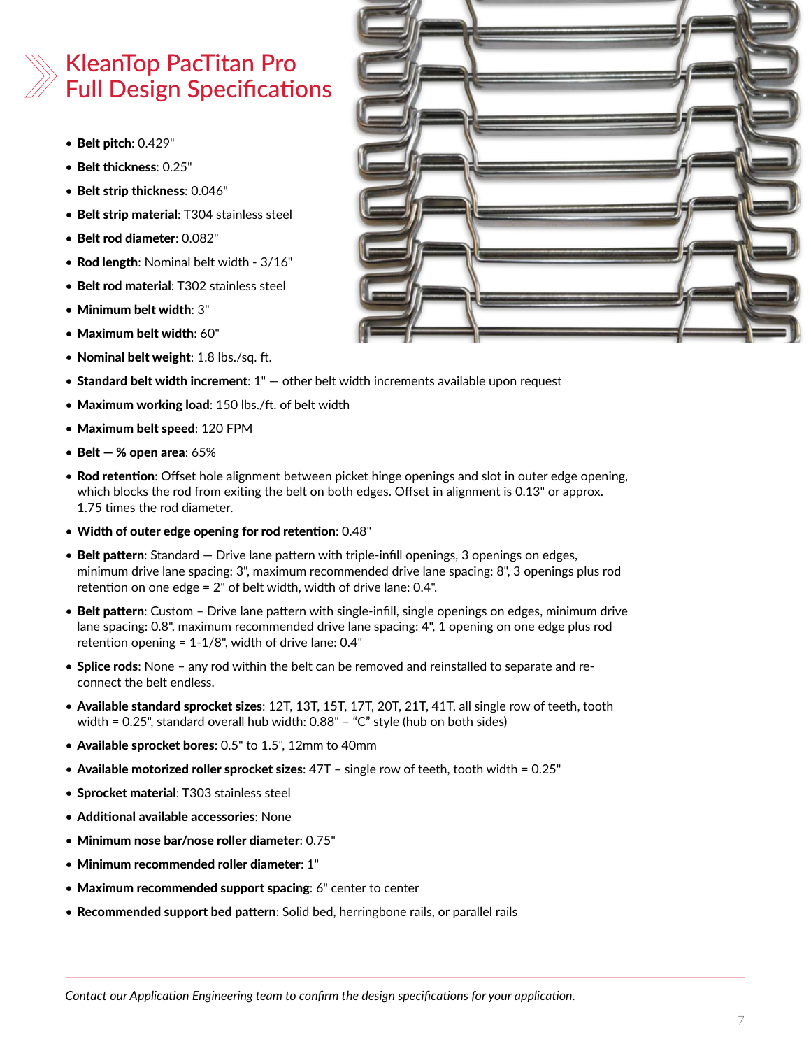# KleanTop PacTitan Pro Full Design Specifications

- **Belt pitch**: 0.429"
- **Belt thickness**: 0.25"
- **Belt strip thickness**: 0.046"
- **Belt strip material**: T304 stainless steel
- **Belt rod diameter**: 0.082"
- **Rod length**: Nominal belt width - 3/16"
- **Belt rod material**: T302 stainless steel
- **Minimum belt width**: 3"
- **Maximum belt width**: 60"
- **Nominal belt weight**: 1.8 lbs./sq. ft.
- **Standard belt width increment**: 1" — other belt width increments available upon request
- **Maximum working load**: 150 lbs./ft. of belt width
- **Maximum belt speed**: 120 FPM
- **Belt — % open area**: 65%
- **Rod retention**: Offset hole alignment between picket hinge openings and slot in outer edge opening, which blocks the rod from exiting the belt on both edges. Offset in alignment is 0.13" or approx. 1.75 times the rod diameter.
- **Width of outer edge opening for rod retention**: 0.48"
- **Belt pattern**: Standard — Drive lane pattern with triple-infill openings, 3 openings on edges, minimum drive lane spacing: 3", maximum recommended drive lane spacing: 8", 3 openings plus rod retention on one edge = 2" of belt width, width of drive lane: 0.4".
- **Belt pattern**: Custom – Drive lane pattern with single-infill, single openings on edges, minimum drive lane spacing: 0.8", maximum recommended drive lane spacing: 4", 1 opening on one edge plus rod retention opening = 1-1/8", width of drive lane: 0.4"
- **Splice rods**: None – any rod within the belt can be removed and reinstalled to separate and re-connect the belt endless.
- **Available standard sprocket sizes**: 12T, 13T, 15T, 17T, 20T, 21T, 41T, all single row of teeth, tooth width = 0.25", standard overall hub width: 0.88" – "C" style (hub on both sides)
- **Available sprocket bores**: 0.5" to 1.5", 12mm to 40mm
- **Available motorized roller sprocket sizes**: 47T – single row of teeth, tooth width = 0.25"
- **Sprocket material**: T303 stainless steel
- **Additional available accessories**: None
- **Minimum nose bar/nose roller diameter**: 0.75"
- **Minimum recommended roller diameter**: 1"
- **Maximum recommended support spacing**: 6" center to center
- **Recommended support bed pattern**: Solid bed, herringbone rails, or parallel rails

---

*Contact our Application Engineering team to confirm the design specifications for your application.*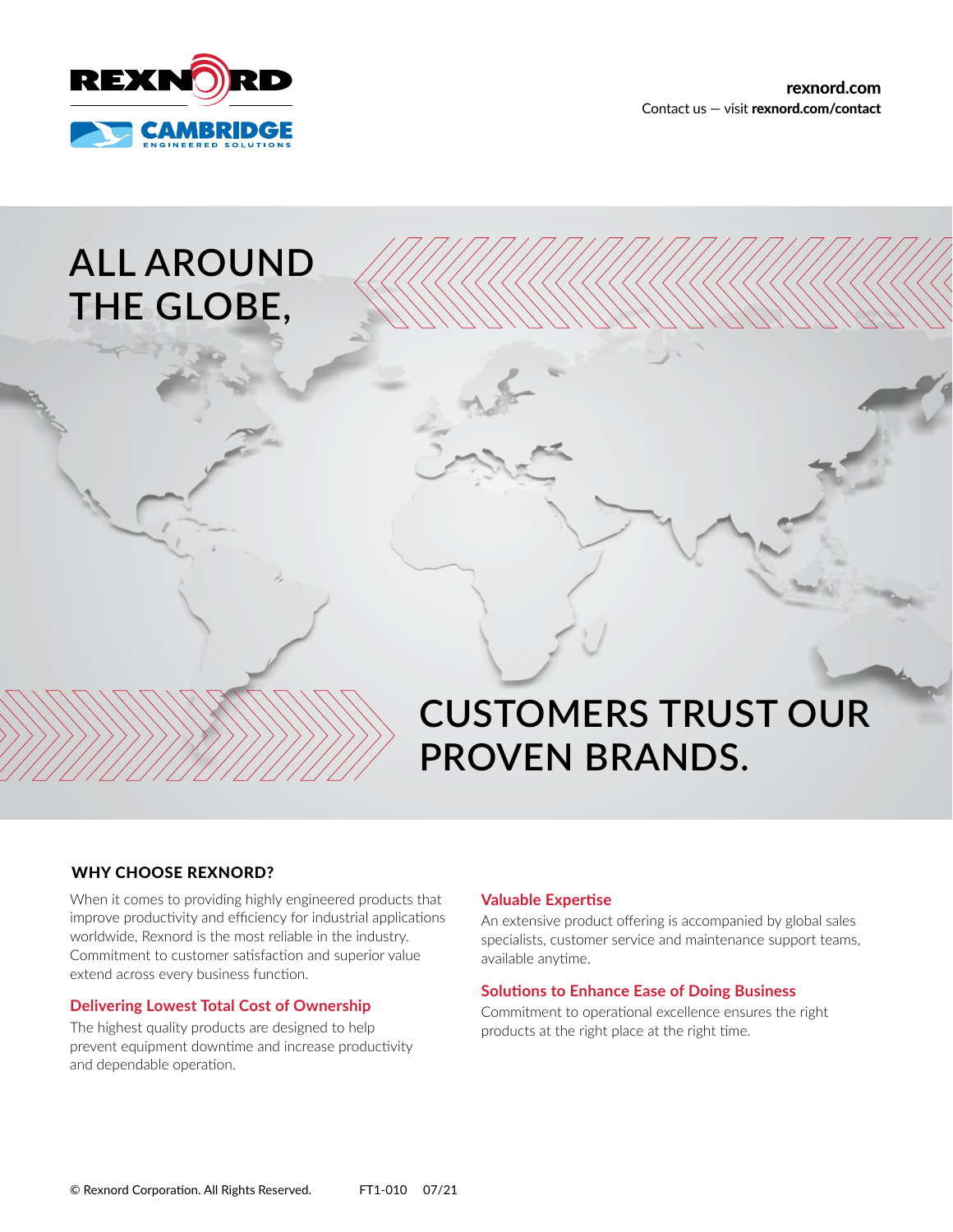rexnord.com

Contact us — visit **rexnord.com/contact**

# ALL AROUND THE GLOBE,

# CUSTOMERS TRUST OUR PROVEN BRANDS.

## WHY CHOOSE REXNORD?

When it comes to providing highly engineered products that improve productivity and efficiency for industrial applications worldwide, Rexnord is the most reliable in the industry. Commitment to customer satisfaction and superior value extend across every business function.

### Delivering Lowest Total Cost of Ownership

The highest quality products are designed to help prevent equipment downtime and increase productivity and dependable operation.

### Valuable Expertise

An extensive product offering is accompanied by global sales specialists, customer service and maintenance support teams, available anytime.

### Solutions to Enhance Ease of Doing Business

Commitment to operational excellence ensures the right products at the right place at the right time.

© Rexnord Corporation. All Rights Reserved. FT1-010 07/21